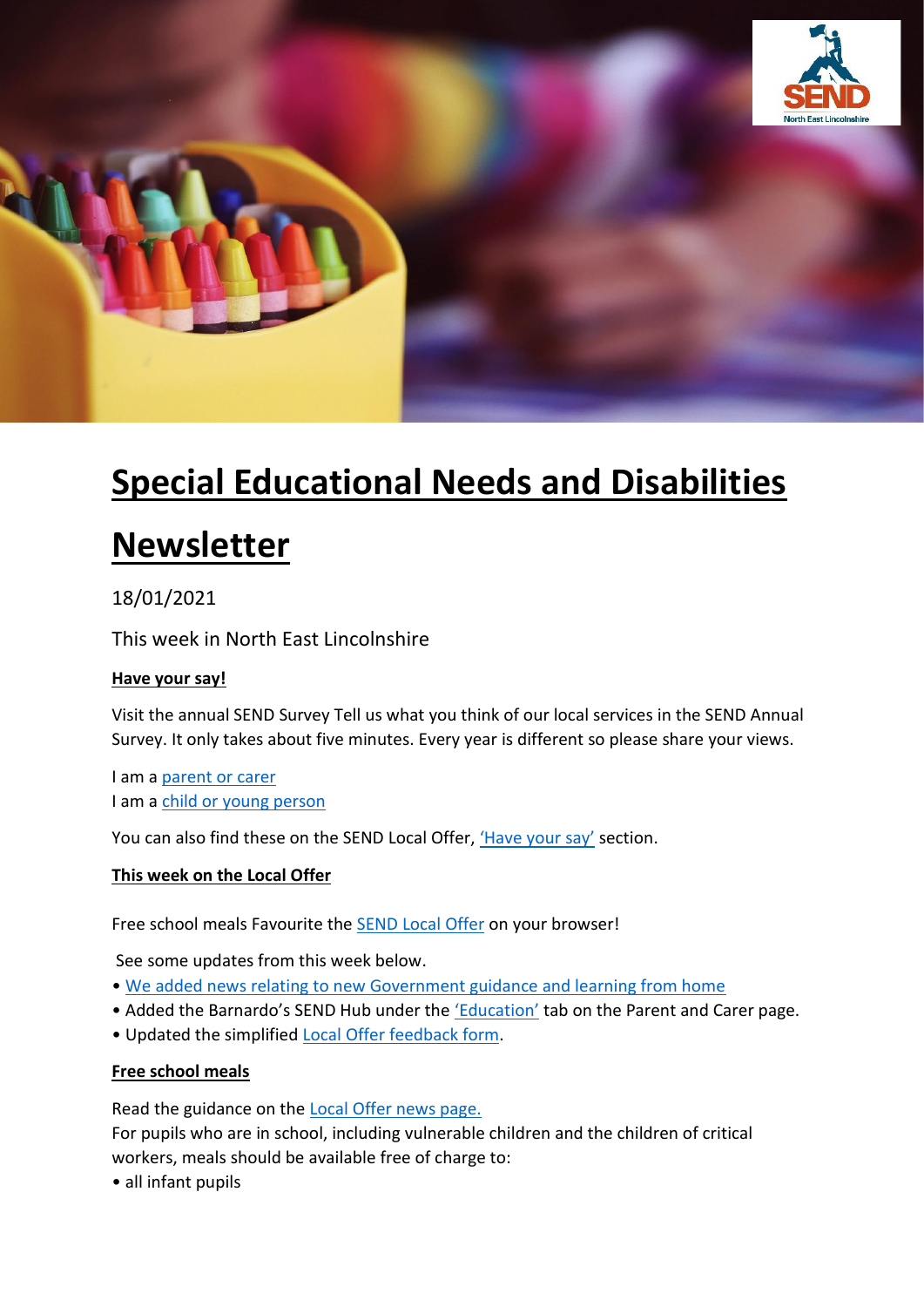# Special Educational Needs and Disabilities Newsletter

18/01/2021

This week in North East Lincolnshire

**Have your say!**

Visit the annual SEND Survey Tell us what you think of our local services in the SEND Annual Survey. It only takes about five minutes. Every year is different so please share your views.

I am a parent or carer
I am a child or young person

You can also find these on the SEND Local Offer, 'Have your say' section.

**This week on the Local Offer**

Free school meals Favourite the SEND Local Offer on your browser!

See some updates from this week below.

- We added news relating to new Government guidance and learning from home
- Added the Barnardo's SEND Hub under the 'Education' tab on the Parent and Carer page.
- Updated the simplified Local Offer feedback form.

**Free school meals**

Read the guidance on the Local Offer news page.
For pupils who are in school, including vulnerable children and the children of critical workers, meals should be available free of charge to:

- all infant pupils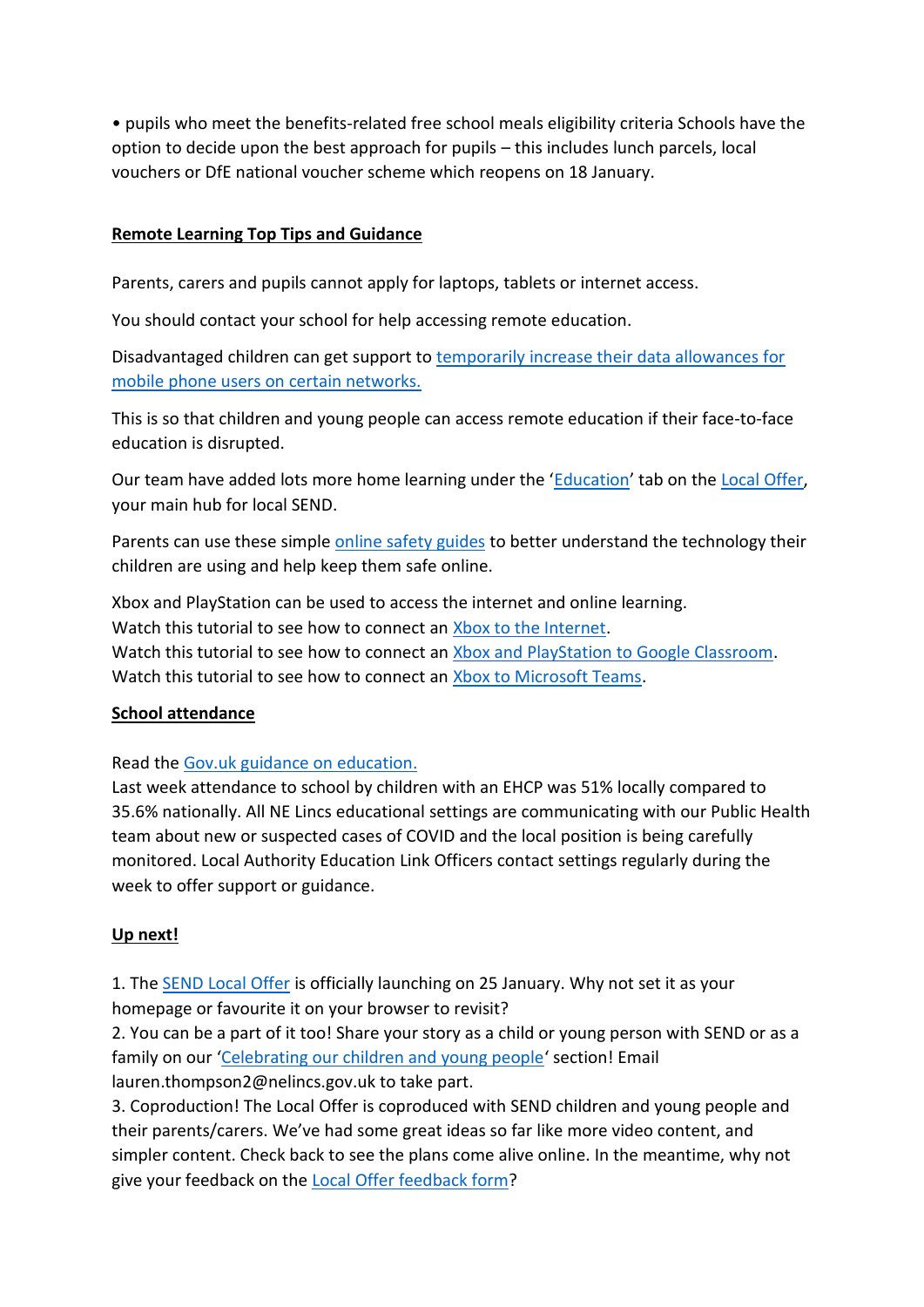• pupils who meet the benefits-related free school meals eligibility criteria Schools have the option to decide upon the best approach for pupils – this includes lunch parcels, local vouchers or DfE national voucher scheme which reopens on 18 January.

**Remote Learning Top Tips and Guidance**

Parents, carers and pupils cannot apply for laptops, tablets or internet access.

You should contact your school for help accessing remote education.

Disadvantaged children can get support to temporarily increase their data allowances for mobile phone users on certain networks.

This is so that children and young people can access remote education if their face-to-face education is disrupted.

Our team have added lots more home learning under the 'Education' tab on the Local Offer, your main hub for local SEND.

Parents can use these simple online safety guides to better understand the technology their children are using and help keep them safe online.

Xbox and PlayStation can be used to access the internet and online learning.
Watch this tutorial to see how to connect an Xbox to the Internet.
Watch this tutorial to see how to connect an Xbox and PlayStation to Google Classroom.
Watch this tutorial to see how to connect an Xbox to Microsoft Teams.

**School attendance**

Read the Gov.uk guidance on education.
Last week attendance to school by children with an EHCP was 51% locally compared to 35.6% nationally. All NE Lincs educational settings are communicating with our Public Health team about new or suspected cases of COVID and the local position is being carefully monitored. Local Authority Education Link Officers contact settings regularly during the week to offer support or guidance.

**Up next!**

1. The SEND Local Offer is officially launching on 25 January. Why not set it as your homepage or favourite it on your browser to revisit?
2. You can be a part of it too! Share your story as a child or young person with SEND or as a family on our 'Celebrating our children and young people' section! Email lauren.thompson2@nelincs.gov.uk to take part.
3. Coproduction! The Local Offer is coproduced with SEND children and young people and their parents/carers. We've had some great ideas so far like more video content, and simpler content. Check back to see the plans come alive online. In the meantime, why not give your feedback on the Local Offer feedback form?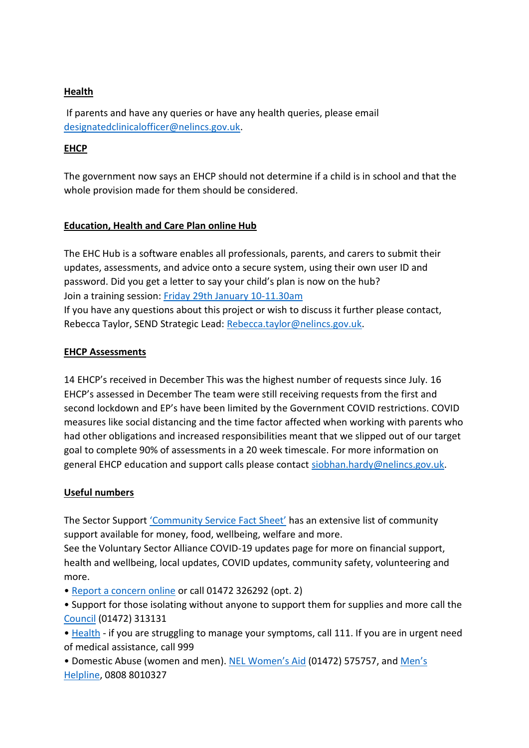## Health

If parents and have any queries or have any health queries, please email designatedclinicalofficer@nelincs.gov.uk.

## EHCP

The government now says an EHCP should not determine if a child is in school and that the whole provision made for them should be considered.

## Education, Health and Care Plan online Hub

The EHC Hub is a software enables all professionals, parents, and carers to submit their updates, assessments, and advice onto a secure system, using their own user ID and password. Did you get a letter to say your child's plan is now on the hub?
Join a training session: Friday 29th January 10-11.30am
If you have any questions about this project or wish to discuss it further please contact, Rebecca Taylor, SEND Strategic Lead: Rebecca.taylor@nelincs.gov.uk.

## EHCP Assessments

14 EHCP's received in December This was the highest number of requests since July. 16 EHCP's assessed in December The team were still receiving requests from the first and second lockdown and EP's have been limited by the Government COVID restrictions. COVID measures like social distancing and the time factor affected when working with parents who had other obligations and increased responsibilities meant that we slipped out of our target goal to complete 90% of assessments in a 20 week timescale. For more information on general EHCP education and support calls please contact siobhan.hardy@nelincs.gov.uk.

## Useful numbers

The Sector Support 'Community Service Fact Sheet' has an extensive list of community support available for money, food, wellbeing, welfare and more.
See the Voluntary Sector Alliance COVID-19 updates page for more on financial support, health and wellbeing, local updates, COVID updates, community safety, volunteering and more.

- Report a concern online or call 01472 326292 (opt. 2)
- Support for those isolating without anyone to support them for supplies and more call the Council (01472) 313131
- Health - if you are struggling to manage your symptoms, call 111. If you are in urgent need of medical assistance, call 999
- Domestic Abuse (women and men). NEL Women's Aid (01472) 575757, and Men's Helpline, 0808 8010327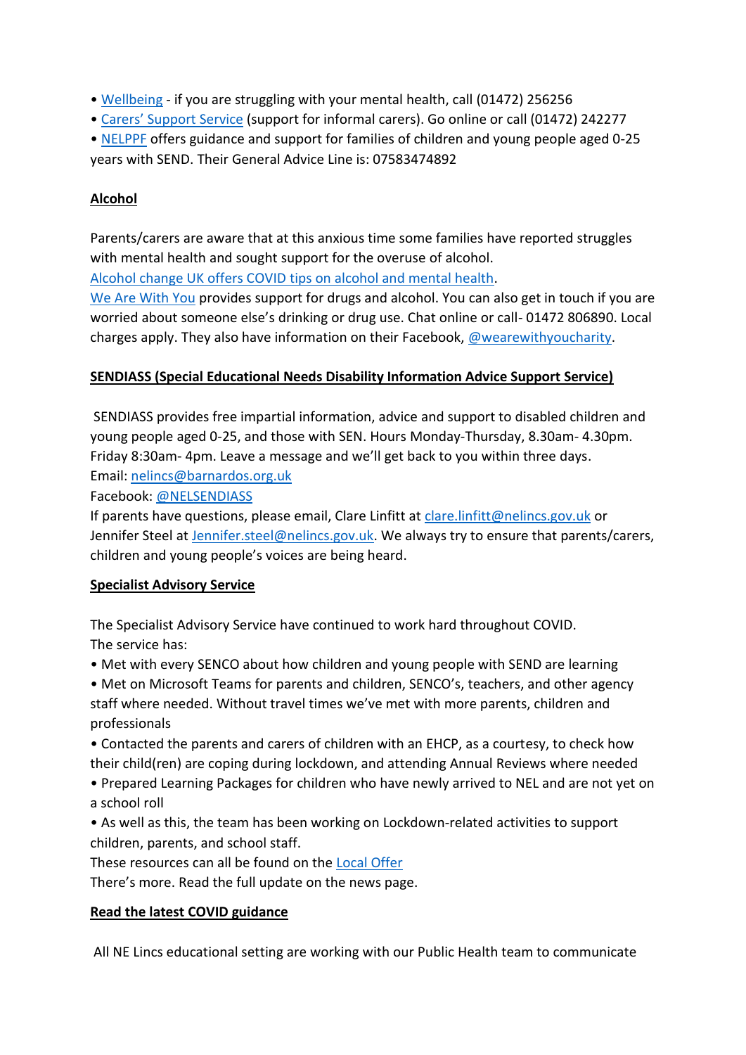- Wellbeing - if you are struggling with your mental health, call (01472) 256256
- Carers' Support Service (support for informal carers). Go online or call (01472) 242277
- NELPPF offers guidance and support for families of children and young people aged 0-25 years with SEND. Their General Advice Line is: 07583474892

**Alcohol**

Parents/carers are aware that at this anxious time some families have reported struggles with mental health and sought support for the overuse of alcohol.
Alcohol change UK offers COVID tips on alcohol and mental health.
We Are With You provides support for drugs and alcohol. You can also get in touch if you are worried about someone else's drinking or drug use. Chat online or call- 01472 806890. Local charges apply. They also have information on their Facebook, @wearewithyoucharity.

**SENDIASS (Special Educational Needs Disability Information Advice Support Service)**

SENDIASS provides free impartial information, advice and support to disabled children and young people aged 0-25, and those with SEN. Hours Monday-Thursday, 8.30am- 4.30pm. Friday 8:30am- 4pm. Leave a message and we'll get back to you within three days.
Email: nelincs@barnardos.org.uk
Facebook: @NELSENDIASS
If parents have questions, please email, Clare Linfitt at clare.linfitt@nelincs.gov.uk or Jennifer Steel at Jennifer.steel@nelincs.gov.uk. We always try to ensure that parents/carers, children and young people's voices are being heard.

**Specialist Advisory Service**

The Specialist Advisory Service have continued to work hard throughout COVID.
The service has:

- Met with every SENCO about how children and young people with SEND are learning
- Met on Microsoft Teams for parents and children, SENCO's, teachers, and other agency staff where needed. Without travel times we've met with more parents, children and professionals
- Contacted the parents and carers of children with an EHCP, as a courtesy, to check how their child(ren) are coping during lockdown, and attending Annual Reviews where needed
- Prepared Learning Packages for children who have newly arrived to NEL and are not yet on a school roll
- As well as this, the team has been working on Lockdown-related activities to support children, parents, and school staff.

These resources can all be found on the Local Offer
There's more. Read the full update on the news page.

**Read the latest COVID guidance**

All NE Lincs educational setting are working with our Public Health team to communicate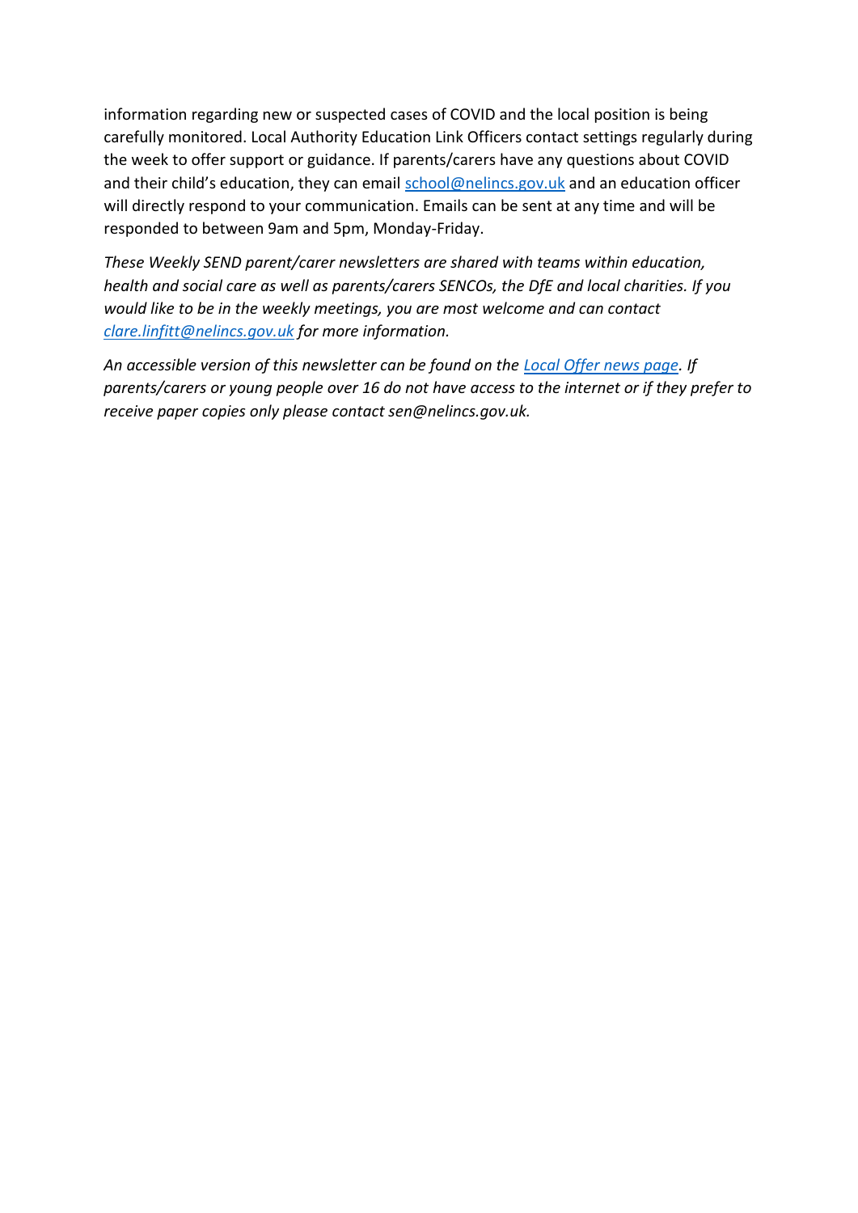information regarding new or suspected cases of COVID and the local position is being carefully monitored. Local Authority Education Link Officers contact settings regularly during the week to offer support or guidance. If parents/carers have any questions about COVID and their child's education, they can email school@nelincs.gov.uk and an education officer will directly respond to your communication. Emails can be sent at any time and will be responded to between 9am and 5pm, Monday-Friday.

*These Weekly SEND parent/carer newsletters are shared with teams within education, health and social care as well as parents/carers SENCOs, the DfE and local charities. If you would like to be in the weekly meetings, you are most welcome and can contact clare.linfitt@nelincs.gov.uk for more information.*

*An accessible version of this newsletter can be found on the Local Offer news page. If parents/carers or young people over 16 do not have access to the internet or if they prefer to receive paper copies only please contact sen@nelincs.gov.uk.*